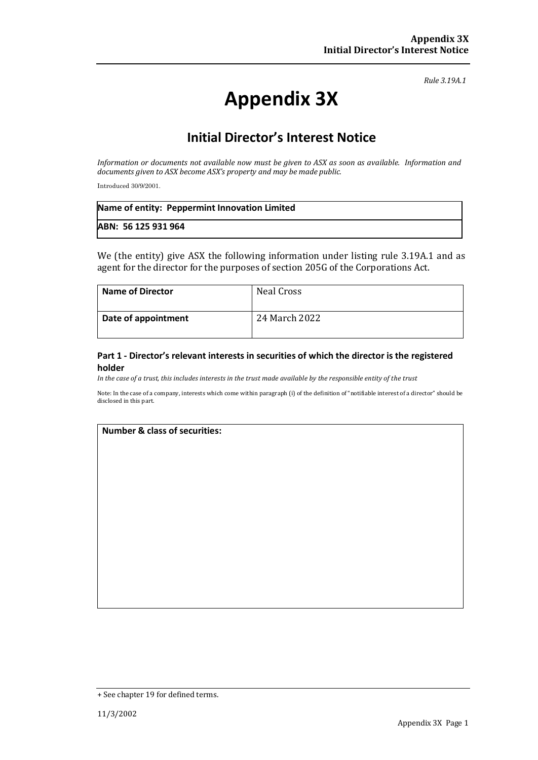*Rule 3.19A.1*

# Appendix 3X

## Initial Director's Interest Notice

*Information or documents not available now must be given to ASX as soon as available. Information and documents given to ASX become ASX's property and may be made public.*

Introduced 30/9/2001.

| **Name of entity: Peppermint Innovation Limited** |
|---|
| **ABN: 56 125 931 964** |

We (the entity) give ASX the following information under listing rule 3.19A.1 and as agent for the director for the purposes of section 205G of the Corporations Act.

| **Name of Director** | Neal Cross |
|---|---|
| **Date of appointment** | 24 March 2022 |

### Part 1 - Director's relevant interests in securities of which the director is the registered holder

*In the case of a trust, this includes interests in the trust made available by the responsible entity of the trust*

Note: In the case of a company, interests which come within paragraph (i) of the definition of "notifiable interest of a director" should be disclosed in this part.

| **Number & class of securities:** |
|---|
| |

+ See chapter 19 for defined terms.

11/3/2002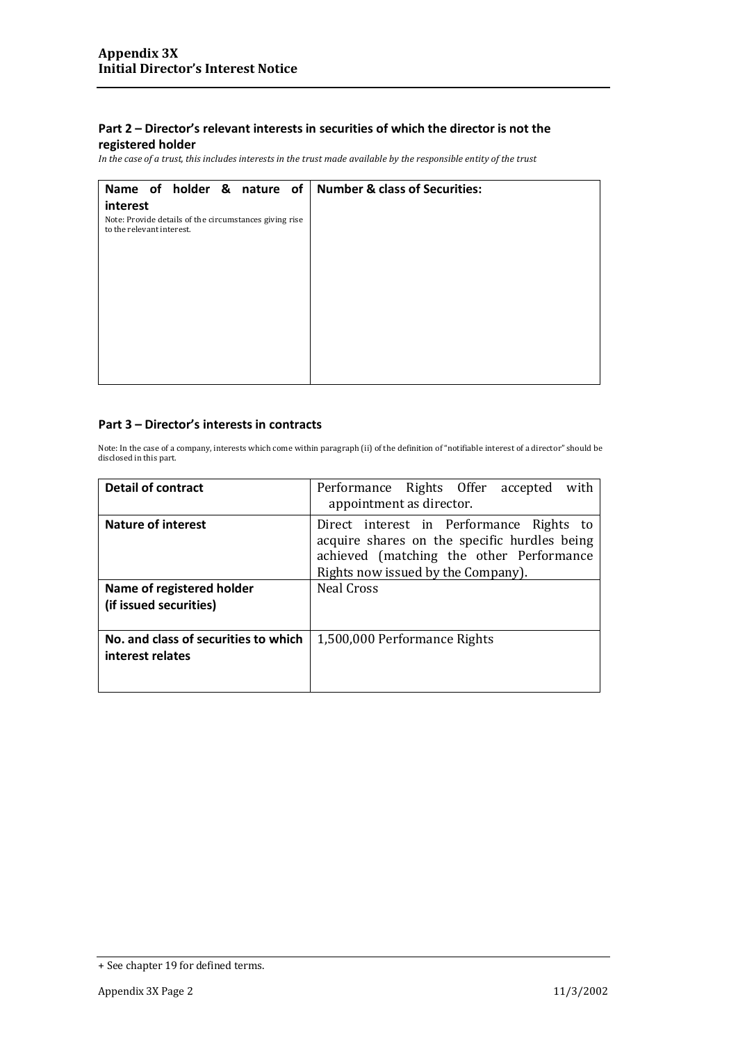## Part 2 – Director's relevant interests in securities of which the director is not the registered holder

*In the case of a trust, this includes interests in the trust made available by the responsible entity of the trust*

| Name of holder & nature of interest<br>Note: Provide details of the circumstances giving rise to the relevant interest. | Number & class of Securities: |
|---|---|
| | |

## Part 3 – Director's interests in contracts

Note: In the case of a company, interests which come within paragraph (ii) of the definition of "notifiable interest of a director" should be disclosed in this part.

| | |
|---|---|
| **Detail of contract** | Performance Rights Offer accepted with appointment as director. |
| **Nature of interest** | Direct interest in Performance Rights to acquire shares on the specific hurdles being achieved (matching the other Performance Rights now issued by the Company). |
| **Name of registered holder (if issued securities)** | Neal Cross |
| **No. and class of securities to which interest relates** | 1,500,000 Performance Rights |

+ See chapter 19 for defined terms.